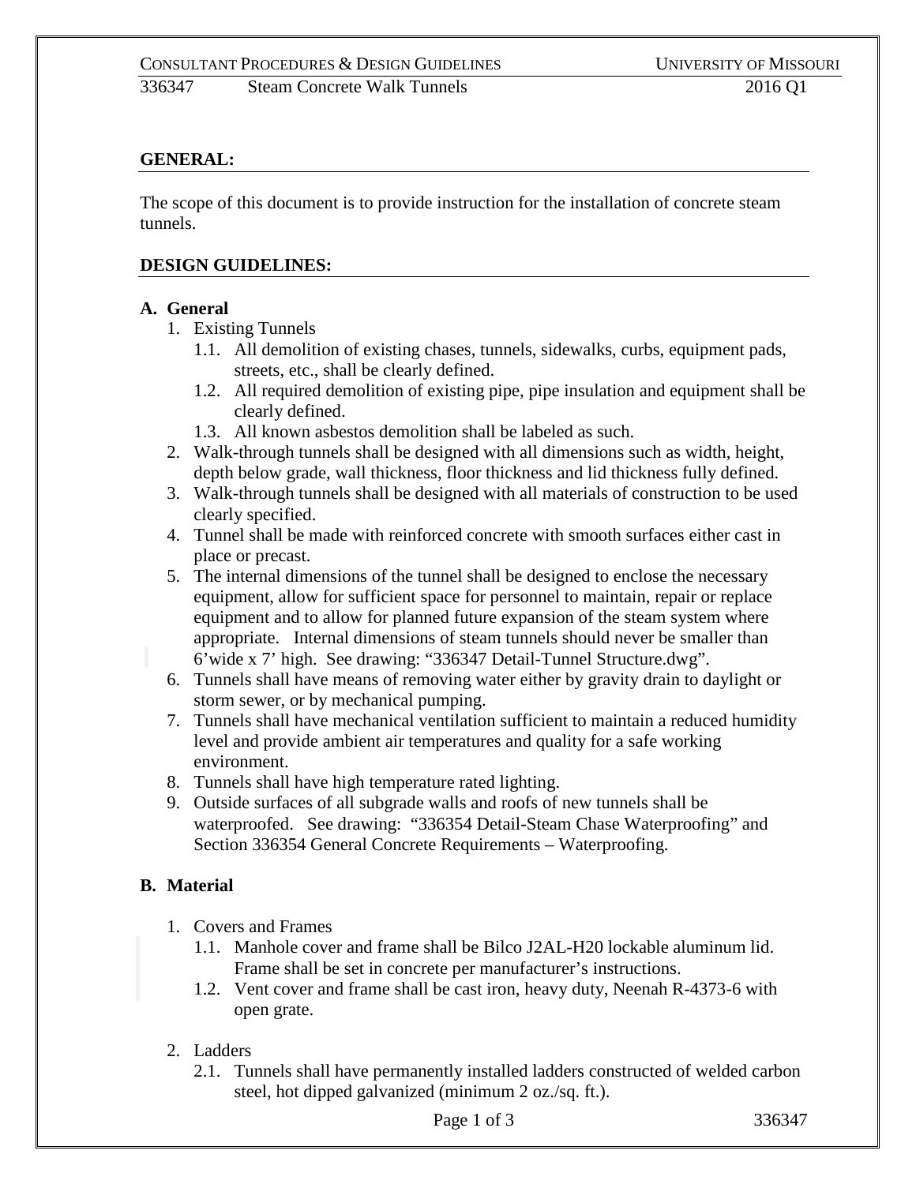**GENERAL:**

The scope of this document is to provide instruction for the installation of concrete steam tunnels.

**DESIGN GUIDELINES:**

**A. General**

1. Existing Tunnels
   1.1. All demolition of existing chases, tunnels, sidewalks, curbs, equipment pads, streets, etc., shall be clearly defined.
   1.2. All required demolition of existing pipe, pipe insulation and equipment shall be clearly defined.
   1.3. All known asbestos demolition shall be labeled as such.
2. Walk-through tunnels shall be designed with all dimensions such as width, height, depth below grade, wall thickness, floor thickness and lid thickness fully defined.
3. Walk-through tunnels shall be designed with all materials of construction to be used clearly specified.
4. Tunnel shall be made with reinforced concrete with smooth surfaces either cast in place or precast.
5. The internal dimensions of the tunnel shall be designed to enclose the necessary equipment, allow for sufficient space for personnel to maintain, repair or replace equipment and to allow for planned future expansion of the steam system where appropriate. Internal dimensions of steam tunnels should never be smaller than 6'wide x 7' high. See drawing: "336347 Detail-Tunnel Structure.dwg".
6. Tunnels shall have means of removing water either by gravity drain to daylight or storm sewer, or by mechanical pumping.
7. Tunnels shall have mechanical ventilation sufficient to maintain a reduced humidity level and provide ambient air temperatures and quality for a safe working environment.
8. Tunnels shall have high temperature rated lighting.
9. Outside surfaces of all subgrade walls and roofs of new tunnels shall be waterproofed. See drawing: "336354 Detail-Steam Chase Waterproofing" and Section 336354 General Concrete Requirements – Waterproofing.

**B. Material**

1. Covers and Frames
   1.1. Manhole cover and frame shall be Bilco J2AL-H20 lockable aluminum lid. Frame shall be set in concrete per manufacturer's instructions.
   1.2. Vent cover and frame shall be cast iron, heavy duty, Neenah R-4373-6 with open grate.
2. Ladders
   2.1. Tunnels shall have permanently installed ladders constructed of welded carbon steel, hot dipped galvanized (minimum 2 oz./sq. ft.).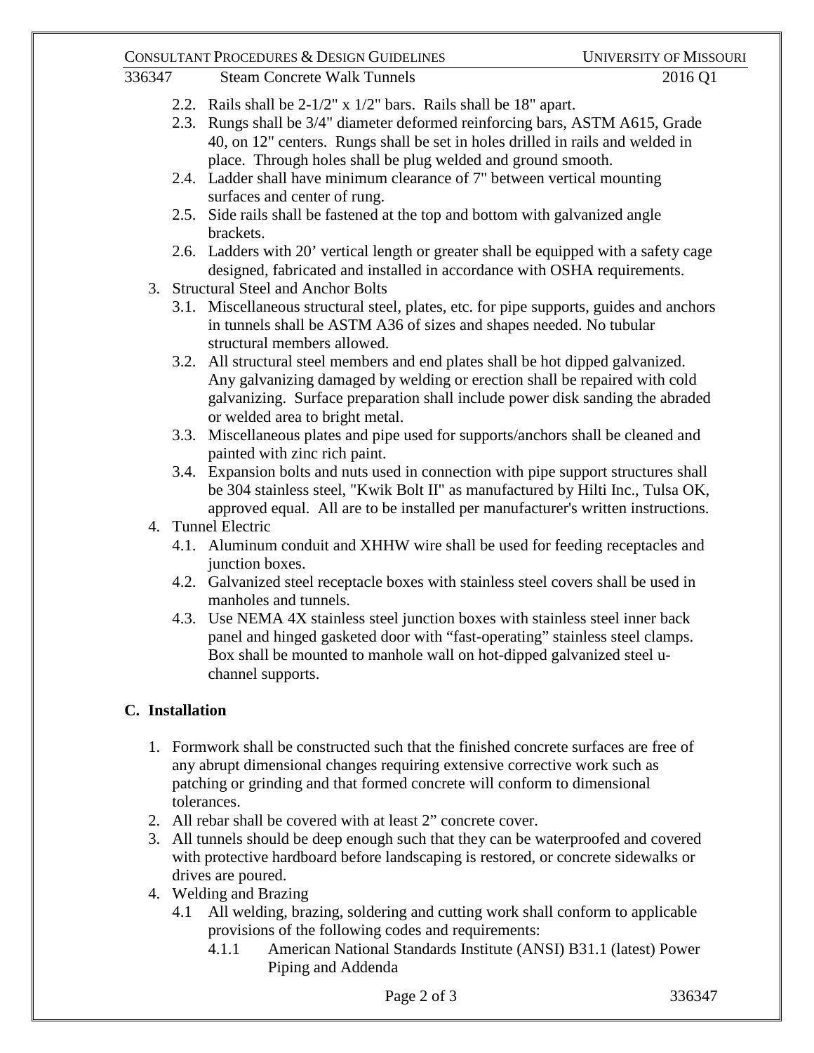2.2. Rails shall be 2-1/2" x 1/2" bars. Rails shall be 18" apart.
   2.3. Rungs shall be 3/4" diameter deformed reinforcing bars, ASTM A615, Grade 40, on 12" centers. Rungs shall be set in holes drilled in rails and welded in place. Through holes shall be plug welded and ground smooth.
   2.4. Ladder shall have minimum clearance of 7" between vertical mounting surfaces and center of rung.
   2.5. Side rails shall be fastened at the top and bottom with galvanized angle brackets.
   2.6. Ladders with 20’ vertical length or greater shall be equipped with a safety cage designed, fabricated and installed in accordance with OSHA requirements.

3. Structural Steel and Anchor Bolts
   3.1. Miscellaneous structural steel, plates, etc. for pipe supports, guides and anchors in tunnels shall be ASTM A36 of sizes and shapes needed. No tubular structural members allowed.
   3.2. All structural steel members and end plates shall be hot dipped galvanized. Any galvanizing damaged by welding or erection shall be repaired with cold galvanizing. Surface preparation shall include power disk sanding the abraded or welded area to bright metal.
   3.3. Miscellaneous plates and pipe used for supports/anchors shall be cleaned and painted with zinc rich paint.
   3.4. Expansion bolts and nuts used in connection with pipe support structures shall be 304 stainless steel, "Kwik Bolt II" as manufactured by Hilti Inc., Tulsa OK, approved equal. All are to be installed per manufacturer's written instructions.

4. Tunnel Electric
   4.1. Aluminum conduit and XHHW wire shall be used for feeding receptacles and junction boxes.
   4.2. Galvanized steel receptacle boxes with stainless steel covers shall be used in manholes and tunnels.
   4.3. Use NEMA 4X stainless steel junction boxes with stainless steel inner back panel and hinged gasketed door with “fast-operating” stainless steel clamps. Box shall be mounted to manhole wall on hot-dipped galvanized steel u-channel supports.

## C. Installation

1. Formwork shall be constructed such that the finished concrete surfaces are free of any abrupt dimensional changes requiring extensive corrective work such as patching or grinding and that formed concrete will conform to dimensional tolerances.
2. All rebar shall be covered with at least 2” concrete cover.
3. All tunnels should be deep enough such that they can be waterproofed and covered with protective hardboard before landscaping is restored, or concrete sidewalks or drives are poured.
4. Welding and Brazing
   4.1 All welding, brazing, soldering and cutting work shall conform to applicable provisions of the following codes and requirements:
      4.1.1 American National Standards Institute (ANSI) B31.1 (latest) Power Piping and Addenda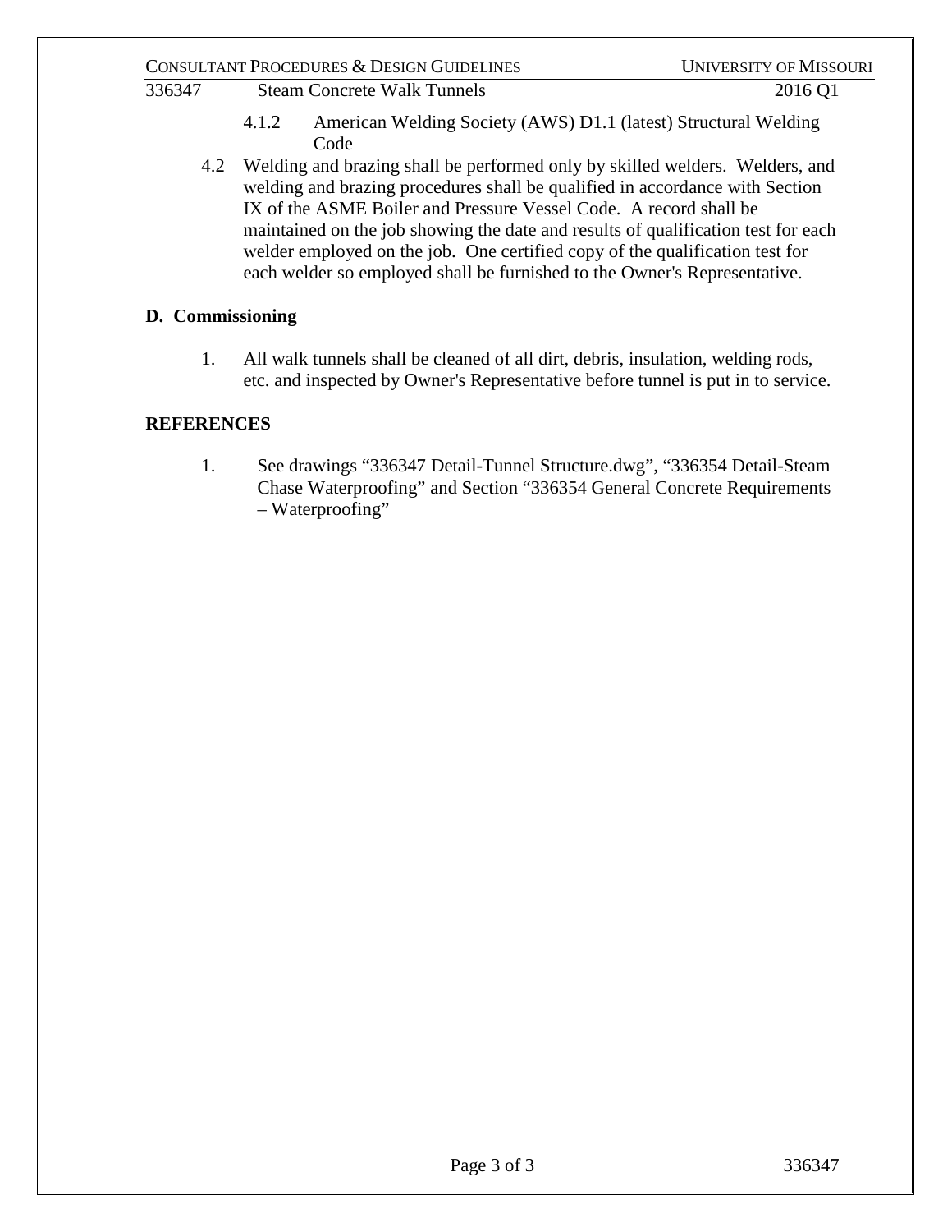4.1.2 American Welding Society (AWS) D1.1 (latest) Structural Welding Code

4.2 Welding and brazing shall be performed only by skilled welders. Welders, and welding and brazing procedures shall be qualified in accordance with Section IX of the ASME Boiler and Pressure Vessel Code. A record shall be maintained on the job showing the date and results of qualification test for each welder employed on the job. One certified copy of the qualification test for each welder so employed shall be furnished to the Owner's Representative.

## D. Commissioning

1. All walk tunnels shall be cleaned of all dirt, debris, insulation, welding rods, etc. and inspected by Owner's Representative before tunnel is put in to service.

## REFERENCES

1. See drawings "336347 Detail-Tunnel Structure.dwg", "336354 Detail-Steam Chase Waterproofing" and Section "336354 General Concrete Requirements – Waterproofing"